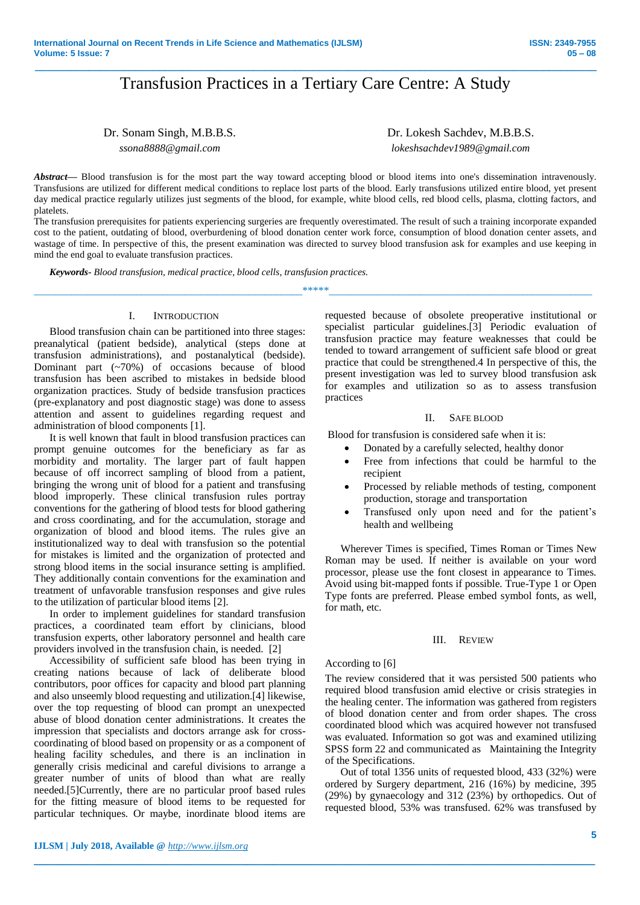# Transfusion Practices in a Tertiary Care Centre: A Study

Dr. Sonam Singh, M.B.B.S.
*ssona8888@gmail.com*

Dr. Lokesh Sachdev, M.B.B.S.
*lokeshsachdev1989@gmail.com*

***Abstract*—** Blood transfusion is for the most part the way toward accepting blood or blood items into one's dissemination intravenously. Transfusions are utilized for different medical conditions to replace lost parts of the blood. Early transfusions utilized entire blood, yet present day medical practice regularly utilizes just segments of the blood, for example, white blood cells, red blood cells, plasma, clotting factors, and platelets.

The transfusion prerequisites for patients experiencing surgeries are frequently overestimated. The result of such a training incorporate expanded cost to the patient, outdating of blood, overburdening of blood donation center work force, consumption of blood donation center assets, and wastage of time. In perspective of this, the present examination was directed to survey blood transfusion ask for examples and use keeping in mind the end goal to evaluate transfusion practices.

***Keywords-*** *Blood transfusion, medical practice, blood cells, transfusion practices.*

\*\*\*\*\*

## I. Introduction

Blood transfusion chain can be partitioned into three stages: preanalytical (patient bedside), analytical (steps done at transfusion administrations), and postanalytical (bedside). Dominant part (~70%) of occasions because of blood transfusion has been ascribed to mistakes in bedside blood organization practices. Study of bedside transfusion practices (pre-explanatory and post diagnostic stage) was done to assess attention and assent to guidelines regarding request and administration of blood components [1].

It is well known that fault in blood transfusion practices can prompt genuine outcomes for the beneficiary as far as morbidity and mortality. The larger part of fault happen because of off incorrect sampling of blood from a patient, bringing the wrong unit of blood for a patient and transfusing blood improperly. These clinical transfusion rules portray conventions for the gathering of blood tests for blood gathering and cross coordinating, and for the accumulation, storage and organization of blood and blood items. The rules give an institutionalized way to deal with transfusion so the potential for mistakes is limited and the organization of protected and strong blood items in the social insurance setting is amplified. They additionally contain conventions for the examination and treatment of unfavorable transfusion responses and give rules to the utilization of particular blood items [2].

In order to implement guidelines for standard transfusion practices, a coordinated team effort by clinicians, blood transfusion experts, other laboratory personnel and health care providers involved in the transfusion chain, is needed. [2]

Accessibility of sufficient safe blood has been trying in creating nations because of lack of deliberate blood contributors, poor offices for capacity and blood part planning and also unseemly blood requesting and utilization.[4] likewise, over the top requesting of blood can prompt an unexpected abuse of blood donation center administrations. It creates the impression that specialists and doctors arrange ask for cross-coordinating of blood based on propensity or as a component of healing facility schedules, and there is an inclination in generally crisis medicinal and careful divisions to arrange a greater number of units of blood than what are really needed.[5]Currently, there are no particular proof based rules for the fitting measure of blood items to be requested for particular techniques. Or maybe, inordinate blood items are requested because of obsolete preoperative institutional or specialist particular guidelines.[3] Periodic evaluation of transfusion practice may feature weaknesses that could be tended to toward arrangement of sufficient safe blood or great practice that could be strengthened.4 In perspective of this, the present investigation was led to survey blood transfusion ask for examples and utilization so as to assess transfusion practices

## II. Safe Blood

Blood for transfusion is considered safe when it is:

- Donated by a carefully selected, healthy donor
- Free from infections that could be harmful to the recipient
- Processed by reliable methods of testing, component production, storage and transportation
- Transfused only upon need and for the patient's health and wellbeing

Wherever Times is specified, Times Roman or Times New Roman may be used. If neither is available on your word processor, please use the font closest in appearance to Times. Avoid using bit-mapped fonts if possible. True-Type 1 or Open Type fonts are preferred. Please embed symbol fonts, as well, for math, etc.

## III. Review

According to [6]

The review considered that it was persisted 500 patients who required blood transfusion amid elective or crisis strategies in the healing center. The information was gathered from registers of blood donation center and from order shapes. The cross coordinated blood which was acquired however not transfused was evaluated. Information so got was and examined utilizing SPSS form 22 and communicated as Maintaining the Integrity of the Specifications.

Out of total 1356 units of requested blood, 433 (32%) were ordered by Surgery department, 216 (16%) by medicine, 395 (29%) by gynaecology and 312 (23%) by orthopedics. Out of requested blood, 53% was transfused. 62% was transfused by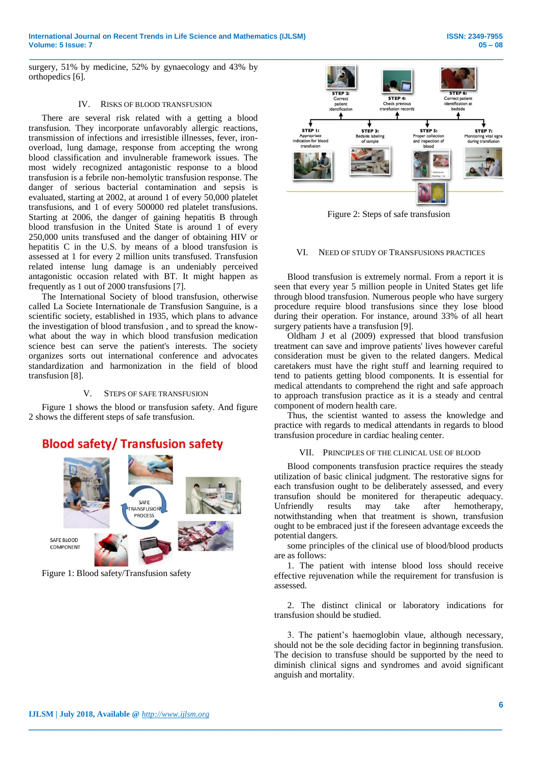surgery, 51% by medicine, 52% by gynaecology and 43% by orthopedics [6].

## IV. Risks of Blood Transfusion

There are several risk related with a getting a blood transfusion. They incorporate unfavorably allergic reactions, transmission of infections and irresistible illnesses, fever, iron-overload, lung damage, response from accepting the wrong blood classification and invulnerable framework issues. The most widely recognized antagonistic response to a blood transfusion is a febrile non-hemolytic transfusion response. The danger of serious bacterial contamination and sepsis is evaluated, starting at 2002, at around 1 of every 50,000 platelet transfusions, and 1 of every 500000 red platelet transfusions. Starting at 2006, the danger of gaining hepatitis B through blood transfusion in the United State is around 1 of every 250,000 units transfused and the danger of obtaining HIV or hepatitis C in the U.S. by means of a blood transfusion is assessed at 1 for every 2 million units transfused. Transfusion related intense lung damage is an undeniably perceived antagonistic occasion related with BT. It might happen as frequently as 1 out of 2000 transfusions [7].

The International Society of blood transfusion, otherwise called La Societe Internationale de Transfusion Sanguine, is a scientific society, established in 1935, which plans to advance the investigation of blood transfusion , and to spread the know-what about the way in which blood transfusion medication science best can serve the patient's interests. The society organizes sorts out international conference and advocates standardization and harmonization in the field of blood transfusion [8].

## V. Steps of Safe Transfusion

Figure 1 shows the blood or transfusion safety. And figure 2 shows the different steps of safe transfusion.

Blood safety/ Transfusion safety

SAFE TRANSFUSION PROCESS

SAFE BLOOD COMPONENT

Figure 1: Blood safety/Transfusion safety

STEP 2: Correct patient identification

STEP 4: Check previous transfusion records

STEP 6: Correct patient identification at bedside

STEP 1: Appropriate indication for blood transfusion

STEP 3: Bedside labeling of sample

STEP 5: Proper collection and inspection of blood

STEP 7: Monitoring vital signs during transfusion

Figure 2: Steps of safe transfusion

## VI. Need of Study of Transfusions Practices

Blood transfusion is extremely normal. From a report it is seen that every year 5 million people in United States get life through blood transfusion. Numerous people who have surgery procedure require blood transfusions since they lose blood during their operation. For instance, around 33% of all heart surgery patients have a transfusion [9].

Oldham J et al (2009) expressed that blood transfusion treatment can save and improve patients' lives however careful consideration must be given to the related dangers. Medical caretakers must have the right stuff and learning required to tend to patients getting blood components. It is essential for medical attendants to comprehend the right and safe approach to approach transfusion practice as it is a steady and central component of modern health care.

Thus, the scientist wanted to assess the knowledge and practice with regards to medical attendants in regards to blood transfusion procedure in cardiac healing center.

## VII. Principles of the Clinical Use of Blood

Blood components transfusion practice requires the steady utilization of basic clinical judgment. The restorative signs for each transfusion ought to be deliberately assessed, and every transufion should be monitered for therapeutic adequacy. Unfriendly results may take after hemotherapy, notwithstanding when that treatment is shown, transfusion ought to be embraced just if the foreseen advantage exceeds the potential dangers.

some principles of the clinical use of blood/blood products are as follows:

1. The patient with intense blood loss should receive effective rejuvenation while the requirement for transfusion is assessed.

2. The distinct clinical or laboratory indications for transfusion should be studied.

3. The patient's haemoglobin vlaue, although necessary, should not be the sole deciding factor in beginning transfusion. The decision to transfuse should be supported by the need to diminish clinical signs and syndromes and avoid significant anguish and mortality.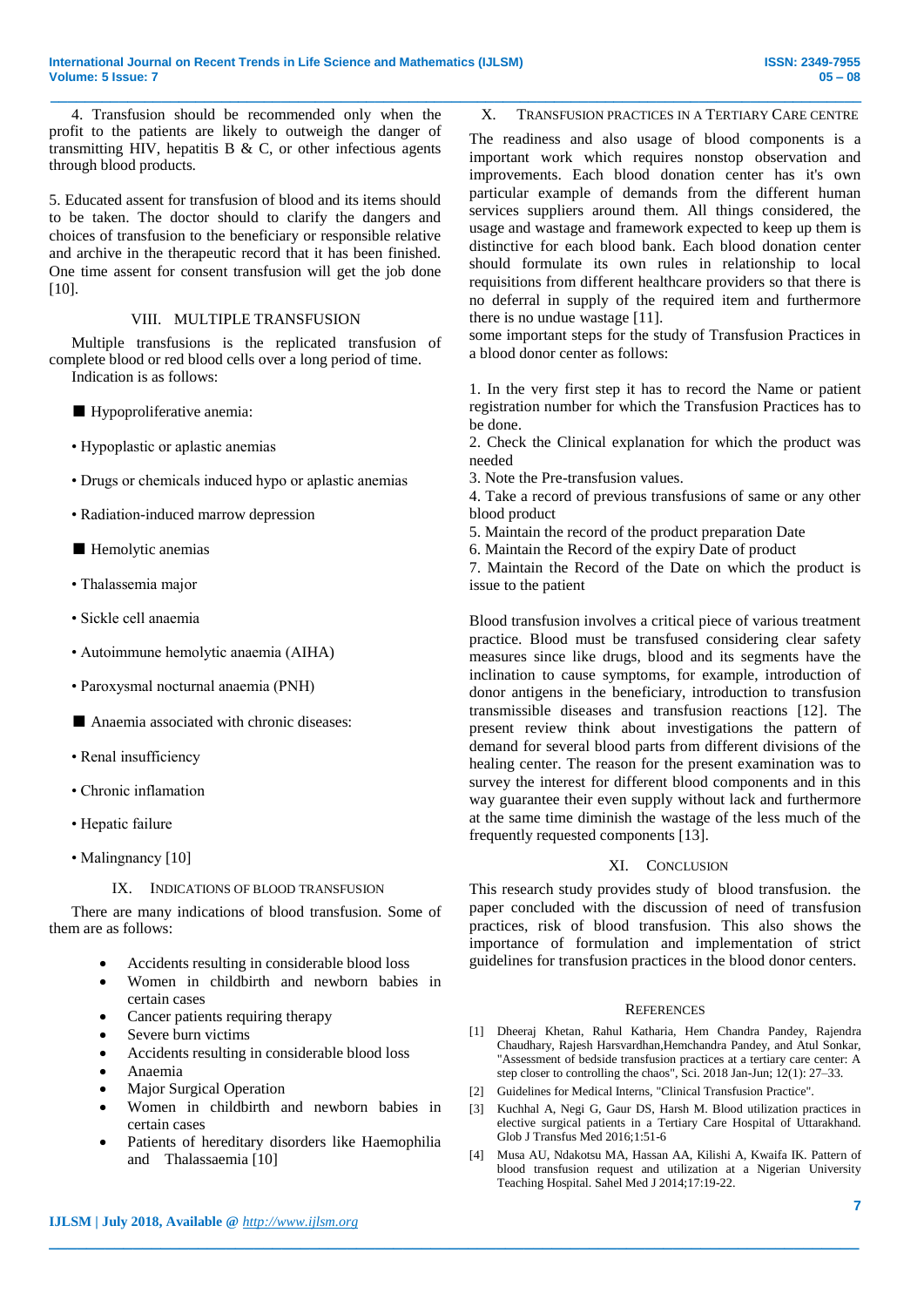4. Transfusion should be recommended only when the profit to the patients are likely to outweigh the danger of transmitting HIV, hepatitis B & C, or other infectious agents through blood products.

5. Educated assent for transfusion of blood and its items should to be taken. The doctor should to clarify the dangers and choices of transfusion to the beneficiary or responsible relative and archive in the therapeutic record that it has been finished. One time assent for consent transfusion will get the job done [10].

## VIII. MULTIPLE TRANSFUSION

Multiple transfusions is the replicated transfusion of complete blood or red blood cells over a long period of time.

Indication is as follows:

■ Hypoproliferative anemia:

- Hypoplastic or aplastic anemias
- Drugs or chemicals induced hypo or aplastic anemias
- Radiation-induced marrow depression

■ Hemolytic anemias

- Thalassemia major
- Sickle cell anaemia
- Autoimmune hemolytic anaemia (AIHA)
- Paroxysmal nocturnal anaemia (PNH)

■ Anaemia associated with chronic diseases:

- Renal insufficiency
- Chronic inflamation
- Hepatic failure
- Malingnancy [10]

## IX. INDICATIONS OF BLOOD TRANSFUSION

There are many indications of blood transfusion. Some of them are as follows:

- Accidents resulting in considerable blood loss
- Women in childbirth and newborn babies in certain cases
- Cancer patients requiring therapy
- Severe burn victims
- Accidents resulting in considerable blood loss
- Anaemia
- Major Surgical Operation
- Women in childbirth and newborn babies in certain cases
- Patients of hereditary disorders like Haemophilia and Thalassaemia [10]

## X. TRANSFUSION PRACTICES IN A TERTIARY CARE CENTRE

The readiness and also usage of blood components is a important work which requires nonstop observation and improvements. Each blood donation center has it's own particular example of demands from the different human services suppliers around them. All things considered, the usage and wastage and framework expected to keep up them is distinctive for each blood bank. Each blood donation center should formulate its own rules in relationship to local requisitions from different healthcare providers so that there is no deferral in supply of the required item and furthermore there is no undue wastage [11].

some important steps for the study of Transfusion Practices in a blood donor center as follows:

1. In the very first step it has to record the Name or patient registration number for which the Transfusion Practices has to be done.
2. Check the Clinical explanation for which the product was needed
3. Note the Pre-transfusion values.
4. Take a record of previous transfusions of same or any other blood product
5. Maintain the record of the product preparation Date
6. Maintain the Record of the expiry Date of product
7. Maintain the Record of the Date on which the product is issue to the patient

Blood transfusion involves a critical piece of various treatment practice. Blood must be transfused considering clear safety measures since like drugs, blood and its segments have the inclination to cause symptoms, for example, introduction of donor antigens in the beneficiary, introduction to transfusion transmissible diseases and transfusion reactions [12]. The present review think about investigations the pattern of demand for several blood parts from different divisions of the healing center. The reason for the present examination was to survey the interest for different blood components and in this way guarantee their even supply without lack and furthermore at the same time diminish the wastage of the less much of the frequently requested components [13].

## XI. CONCLUSION

This research study provides study of blood transfusion. the paper concluded with the discussion of need of transfusion practices, risk of blood transfusion. This also shows the importance of formulation and implementation of strict guidelines for transfusion practices in the blood donor centers.

## REFERENCES

[1] Dheeraj Khetan, Rahul Katharia, Hem Chandra Pandey, Rajendra Chaudhary, Rajesh Harsvardhan,Hemchandra Pandey, and Atul Sonkar, "Assessment of bedside transfusion practices at a tertiary care center: A step closer to controlling the chaos", Sci. 2018 Jan-Jun; 12(1): 27–33.

[2] Guidelines for Medical Interns, "Clinical Transfusion Practice".

[3] Kuchhal A, Negi G, Gaur DS, Harsh M. Blood utilization practices in elective surgical patients in a Tertiary Care Hospital of Uttarakhand. Glob J Transfus Med 2016;1:51-6

[4] Musa AU, Ndakotsu MA, Hassan AA, Kilishi A, Kwaifa IK. Pattern of blood transfusion request and utilization at a Nigerian University Teaching Hospital. Sahel Med J 2014;17:19-22.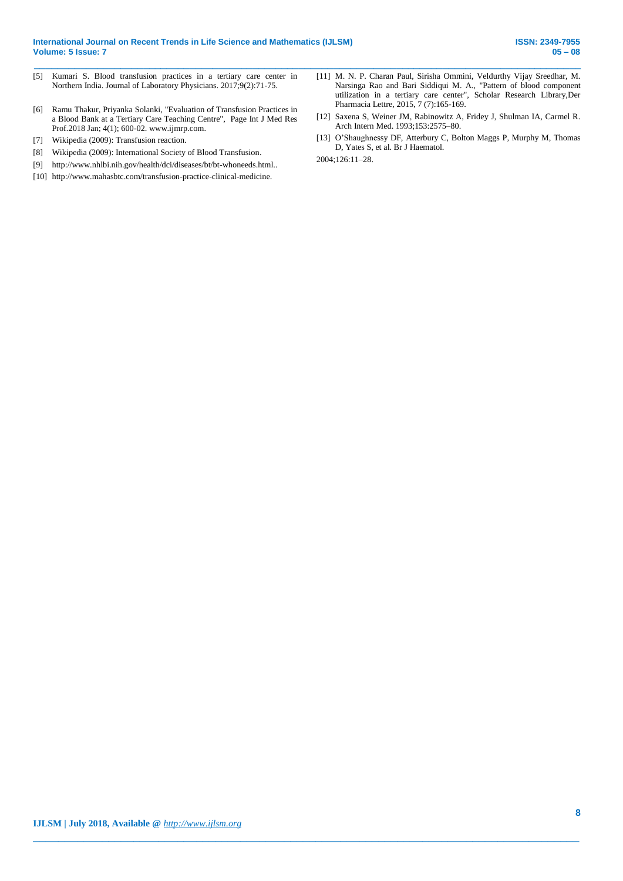[5] Kumari S. Blood transfusion practices in a tertiary care center in Northern India. Journal of Laboratory Physicians. 2017;9(2):71-75.

[6] Ramu Thakur, Priyanka Solanki, "Evaluation of Transfusion Practices in a Blood Bank at a Tertiary Care Teaching Centre", Page Int J Med Res Prof.2018 Jan; 4(1); 600-02. www.ijmrp.com.

[7] Wikipedia (2009): Transfusion reaction.

[8] Wikipedia (2009): International Society of Blood Transfusion.

[9] http://www.nhlbi.nih.gov/health/dci/diseases/bt/bt-whoneeds.html..

[10] http://www.mahasbtc.com/transfusion-practice-clinical-medicine.

[11] M. N. P. Charan Paul, Sirisha Ommini, Veldurthy Vijay Sreedhar, M. Narsinga Rao and Bari Siddiqui M. A., "Pattern of blood component utilization in a tertiary care center", Scholar Research Library,Der Pharmacia Lettre, 2015, 7 (7):165-169.

[12] Saxena S, Weiner JM, Rabinowitz A, Fridey J, Shulman IA, Carmel R. Arch Intern Med. 1993;153:2575–80.

[13] O'Shaughnessy DF, Atterbury C, Bolton Maggs P, Murphy M, Thomas D, Yates S, et al. Br J Haematol.

2004;126:11–28.